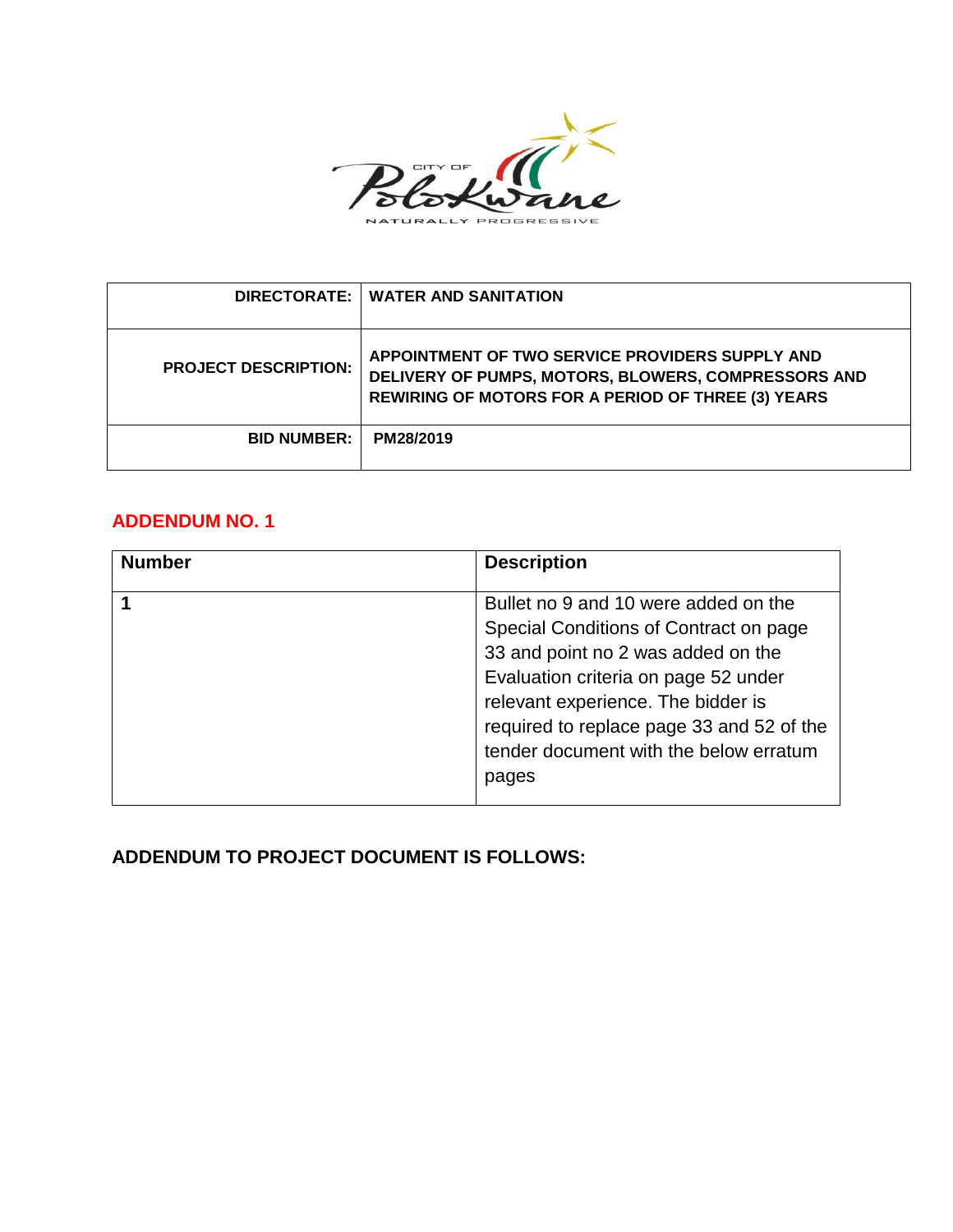| DIRECTORATE: | WATER AND SANITATION |
|---|---|
| PROJECT DESCRIPTION: | APPOINTMENT OF TWO SERVICE PROVIDERS SUPPLY AND DELIVERY OF PUMPS, MOTORS, BLOWERS, COMPRESSORS AND REWIRING OF MOTORS FOR A PERIOD OF THREE (3) YEARS |
| BID NUMBER: | PM28/2019 |

## ADDENDUM NO. 1

| Number | Description |
|---|---|
| 1 | Bullet no 9 and 10 were added on the Special Conditions of Contract on page 33 and point no 2 was added on the Evaluation criteria on page 52 under relevant experience. The bidder is required to replace page 33 and 52 of the tender document with the below erratum pages |

**ADDENDUM TO PROJECT DOCUMENT IS FOLLOWS:**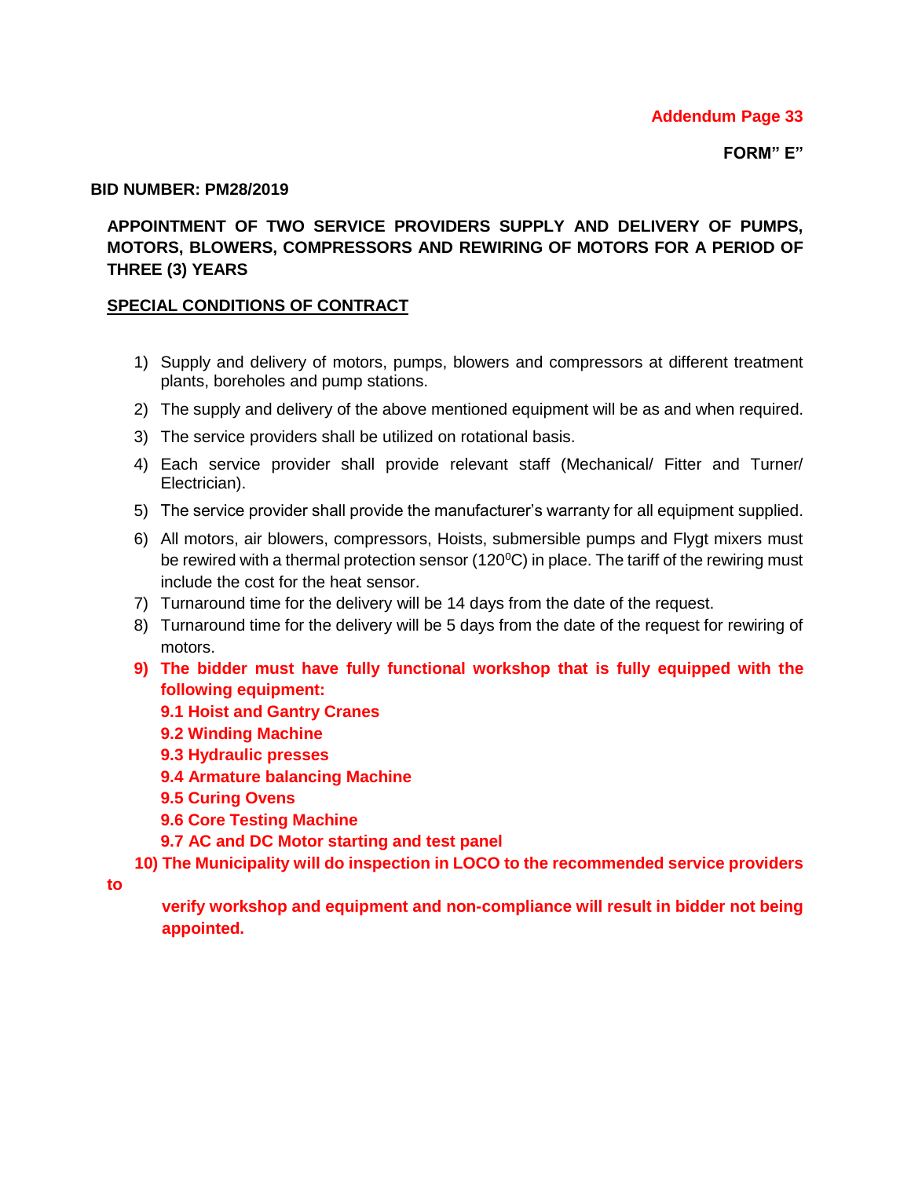**Addendum Page 33**

**FORM" E"**

**BID NUMBER: PM28/2019**

**APPOINTMENT OF TWO SERVICE PROVIDERS SUPPLY AND DELIVERY OF PUMPS, MOTORS, BLOWERS, COMPRESSORS AND REWIRING OF MOTORS FOR A PERIOD OF THREE (3) YEARS**

**<u>SPECIAL CONDITIONS OF CONTRACT</u>**

1) Supply and delivery of motors, pumps, blowers and compressors at different treatment plants, boreholes and pump stations.
2) The supply and delivery of the above mentioned equipment will be as and when required.
3) The service providers shall be utilized on rotational basis.
4) Each service provider shall provide relevant staff (Mechanical/ Fitter and Turner/ Electrician).
5) The service provider shall provide the manufacturer's warranty for all equipment supplied.
6) All motors, air blowers, compressors, Hoists, submersible pumps and Flygt mixers must be rewired with a thermal protection sensor (120$^{0}$C) in place. The tariff of the rewiring must include the cost for the heat sensor.
7) Turnaround time for the delivery will be 14 days from the date of the request.
8) Turnaround time for the delivery will be 5 days from the date of the request for rewiring of motors.
9) **The bidder must have fully functional workshop that is fully equipped with the following equipment:**
   **9.1 Hoist and Gantry Cranes**
   **9.2 Winding Machine**
   **9.3 Hydraulic presses**
   **9.4 Armature balancing Machine**
   **9.5 Curing Ovens**
   **9.6 Core Testing Machine**
   **9.7 AC and DC Motor starting and test panel**
10) **The Municipality will do inspection in LOCO to the recommended service providers to verify workshop and equipment and non-compliance will result in bidder not being appointed.**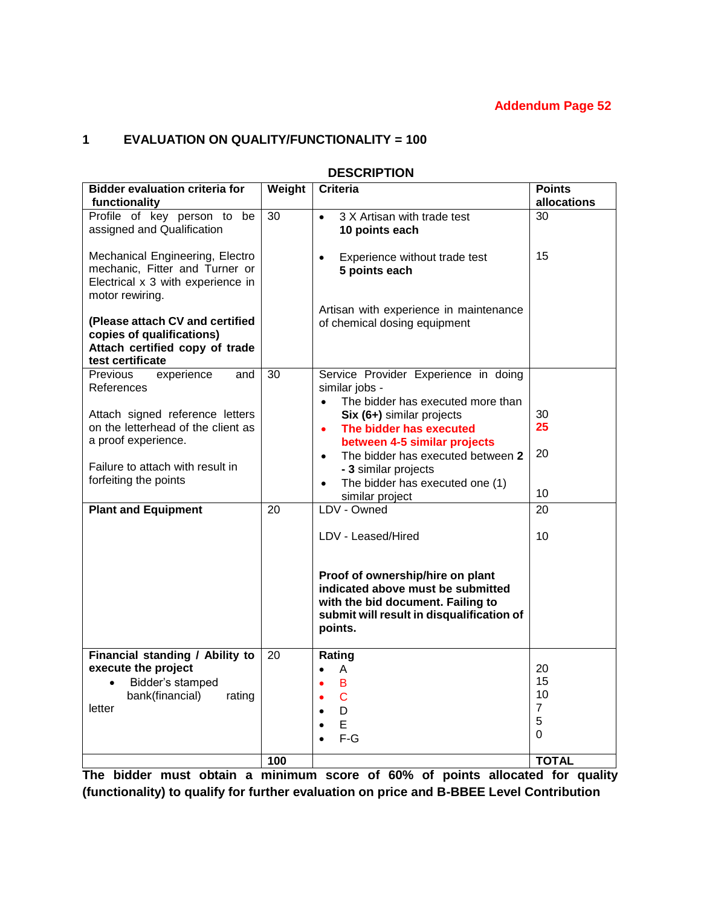**Addendum Page 52**

## 1 EVALUATION ON QUALITY/FUNCTIONALITY = 100

**DESCRIPTION**

| Bidder evaluation criteria for functionality | Weight | Criteria | Points allocations |
|---|---|---|---|
| Profile of key person to be assigned and Qualification<br><br>Mechanical Engineering, Electro mechanic, Fitter and Turner or Electrical x 3 with experience in motor rewiring.<br><br>**(Please attach CV and certified copies of qualifications) Attach certified copy of trade test certificate** | 30 | • 3 X Artisan with trade test **10 points each**<br><br>• Experience without trade test **5 points each**<br><br>Artisan with experience in maintenance of chemical dosing equipment | 30<br><br>15 |
| Previous experience and References<br><br>Attach signed reference letters on the letterhead of the client as a proof experience.<br><br>Failure to attach with result in forfeiting the points | 30 | Service Provider Experience in doing similar jobs -<br>• The bidder has executed more than **Six (6+)** similar projects<br>• **The bidder has executed between 4-5 similar projects**<br>• The bidder has executed between **2 - 3** similar projects<br>• The bidder has executed one (1) similar project | 30<br>**25**<br>20<br>10 |
| **Plant and Equipment** | 20 | LDV - Owned<br><br>LDV - Leased/Hired<br><br>**Proof of ownership/hire on plant indicated above must be submitted with the bid document. Failing to submit will result in disqualification of points.** | 20<br><br>10 |
| **Financial standing / Ability to execute the project**<br>• Bidder's stamped bank(financial) rating letter | 20 | **Rating**<br>• A<br>• B<br>• C<br>• D<br>• E<br>• F-G | <br>20<br>15<br>10<br>7<br>5<br>0 |
| | **100** | | **TOTAL** |

**The bidder must obtain a minimum score of 60% of points allocated for quality (functionality) to qualify for further evaluation on price and B-BBEE Level Contribution**